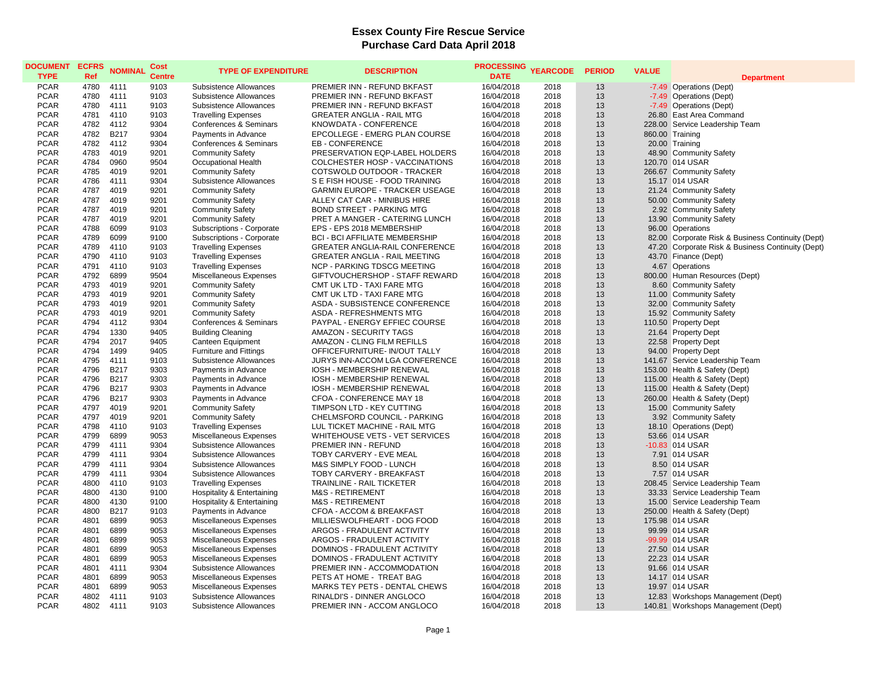# Essex County Fire Rescue Service
## Purchase Card Data April 2018

| DOCUMENT TYPE | ECFRS Ref | NOMINAL | Cost Centre | TYPE OF EXPENDITURE | DESCRIPTION | PROCESSING DATE | YEARCODE | PERIOD | VALUE | Department |
|---|---|---|---|---|---|---|---|---|---|---|
| PCAR | 4780 | 4111 | 9103 | Subsistence Allowances | PREMIER INN - REFUND BKFAST | 16/04/2018 | 2018 | 13 | -7.49 | Operations (Dept) |
| PCAR | 4780 | 4111 | 9103 | Subsistence Allowances | PREMIER INN - REFUND BKFAST | 16/04/2018 | 2018 | 13 | -7.49 | Operations (Dept) |
| PCAR | 4780 | 4111 | 9103 | Subsistence Allowances | PREMIER INN - REFUND BKFAST | 16/04/2018 | 2018 | 13 | -7.49 | Operations (Dept) |
| PCAR | 4781 | 4110 | 9103 | Travelling Expenses | GREATER ANGLIA - RAIL MTG | 16/04/2018 | 2018 | 13 | 26.80 | East Area Command |
| PCAR | 4782 | 4112 | 9304 | Conferences & Seminars | KNOWDATA - CONFERENCE | 16/04/2018 | 2018 | 13 | 228.00 | Service Leadership Team |
| PCAR | 4782 | B217 | 9304 | Payments in Advance | EPCOLLEGE - EMERG PLAN COURSE | 16/04/2018 | 2018 | 13 | 860.00 | Training |
| PCAR | 4782 | 4112 | 9304 | Conferences & Seminars | EB - CONFERENCE | 16/04/2018 | 2018 | 13 | 20.00 | Training |
| PCAR | 4783 | 4019 | 9201 | Community Safety | PRESERVATION EQP-LABEL HOLDERS | 16/04/2018 | 2018 | 13 | 48.90 | Community Safety |
| PCAR | 4784 | 0960 | 9504 | Occupational Health | COLCHESTER HOSP - VACCINATIONS | 16/04/2018 | 2018 | 13 | 120.70 | 014 USAR |
| PCAR | 4785 | 4019 | 9201 | Community Safety | COTSWOLD OUTDOOR - TRACKER | 16/04/2018 | 2018 | 13 | 266.67 | Community Safety |
| PCAR | 4786 | 4111 | 9304 | Subsistence Allowances | S E FISH HOUSE - FOOD TRAINING | 16/04/2018 | 2018 | 13 | 15.17 | 014 USAR |
| PCAR | 4787 | 4019 | 9201 | Community Safety | GARMIN EUROPE - TRACKER USEAGE | 16/04/2018 | 2018 | 13 | 21.24 | Community Safety |
| PCAR | 4787 | 4019 | 9201 | Community Safety | ALLEY CAT CAR - MINIBUS HIRE | 16/04/2018 | 2018 | 13 | 50.00 | Community Safety |
| PCAR | 4787 | 4019 | 9201 | Community Safety | BOND STREET - PARKING MTG | 16/04/2018 | 2018 | 13 | 2.92 | Community Safety |
| PCAR | 4787 | 4019 | 9201 | Community Safety | PRET A MANGER - CATERING LUNCH | 16/04/2018 | 2018 | 13 | 13.90 | Community Safety |
| PCAR | 4788 | 6099 | 9103 | Subscriptions - Corporate | EPS - EPS 2018 MEMBERSHIP | 16/04/2018 | 2018 | 13 | 96.00 | Operations |
| PCAR | 4789 | 6099 | 9100 | Subscriptions - Corporate | BCI - BCI AFFILIATE MEMBERSHIP | 16/04/2018 | 2018 | 13 | 82.00 | Corporate Risk & Business Continuity (Dept) |
| PCAR | 4789 | 4110 | 9103 | Travelling Expenses | GREATER ANGLIA-RAIL CONFERENCE | 16/04/2018 | 2018 | 13 | 47.20 | Corporate Risk & Business Continuity (Dept) |
| PCAR | 4790 | 4110 | 9103 | Travelling Expenses | GREATER ANGLIA - RAIL MEETING | 16/04/2018 | 2018 | 13 | 43.70 | Finance (Dept) |
| PCAR | 4791 | 4110 | 9103 | Travelling Expenses | NCP - PARKING TDSCG MEETING | 16/04/2018 | 2018 | 13 | 4.67 | Operations |
| PCAR | 4792 | 6899 | 9504 | Miscellaneous Expenses | GIFTVOUCHERSHOP - STAFF REWARD | 16/04/2018 | 2018 | 13 | 800.00 | Human Resources (Dept) |
| PCAR | 4793 | 4019 | 9201 | Community Safety | CMT UK LTD - TAXI FARE MTG | 16/04/2018 | 2018 | 13 | 8.60 | Community Safety |
| PCAR | 4793 | 4019 | 9201 | Community Safety | CMT UK LTD - TAXI FARE MTG | 16/04/2018 | 2018 | 13 | 11.00 | Community Safety |
| PCAR | 4793 | 4019 | 9201 | Community Safety | ASDA - SUBSISTENCE CONFERENCE | 16/04/2018 | 2018 | 13 | 32.00 | Community Safety |
| PCAR | 4793 | 4019 | 9201 | Community Safety | ASDA - REFRESHMENTS MTG | 16/04/2018 | 2018 | 13 | 15.92 | Community Safety |
| PCAR | 4794 | 4112 | 9304 | Conferences & Seminars | PAYPAL - ENERGY EFFIEC COURSE | 16/04/2018 | 2018 | 13 | 110.50 | Property Dept |
| PCAR | 4794 | 1330 | 9405 | Building Cleaning | AMAZON - SECURITY TAGS | 16/04/2018 | 2018 | 13 | 21.64 | Property Dept |
| PCAR | 4794 | 2017 | 9405 | Canteen Equipment | AMAZON - CLING FILM REFILLS | 16/04/2018 | 2018 | 13 | 22.58 | Property Dept |
| PCAR | 4794 | 1499 | 9405 | Furniture and Fittings | OFFICEFURNITURE- IN/OUT TALLY | 16/04/2018 | 2018 | 13 | 94.00 | Property Dept |
| PCAR | 4795 | 4111 | 9103 | Subsistence Allowances | JURYS INN-ACCOM LGA CONFERENCE | 16/04/2018 | 2018 | 13 | 141.67 | Service Leadership Team |
| PCAR | 4796 | B217 | 9303 | Payments in Advance | IOSH - MEMBERSHIP RENEWAL | 16/04/2018 | 2018 | 13 | 153.00 | Health & Safety (Dept) |
| PCAR | 4796 | B217 | 9303 | Payments in Advance | IOSH - MEMBERSHIP RENEWAL | 16/04/2018 | 2018 | 13 | 115.00 | Health & Safety (Dept) |
| PCAR | 4796 | B217 | 9303 | Payments in Advance | IOSH - MEMBERSHIP RENEWAL | 16/04/2018 | 2018 | 13 | 115.00 | Health & Safety (Dept) |
| PCAR | 4796 | B217 | 9303 | Payments in Advance | CFOA - CONFERENCE MAY 18 | 16/04/2018 | 2018 | 13 | 260.00 | Health & Safety (Dept) |
| PCAR | 4797 | 4019 | 9201 | Community Safety | TIMPSON LTD - KEY CUTTING | 16/04/2018 | 2018 | 13 | 15.00 | Community Safety |
| PCAR | 4797 | 4019 | 9201 | Community Safety | CHELMSFORD COUNCIL - PARKING | 16/04/2018 | 2018 | 13 | 3.92 | Community Safety |
| PCAR | 4798 | 4110 | 9103 | Travelling Expenses | LUL TICKET MACHINE - RAIL MTG | 16/04/2018 | 2018 | 13 | 18.10 | Operations (Dept) |
| PCAR | 4799 | 6899 | 9053 | Miscellaneous Expenses | WHITEHOUSE VETS - VET SERVICES | 16/04/2018 | 2018 | 13 | 53.66 | 014 USAR |
| PCAR | 4799 | 4111 | 9304 | Subsistence Allowances | PREMIER INN - REFUND | 16/04/2018 | 2018 | 13 | -10.83 | 014 USAR |
| PCAR | 4799 | 4111 | 9304 | Subsistence Allowances | TOBY CARVERY - EVE MEAL | 16/04/2018 | 2018 | 13 | 7.91 | 014 USAR |
| PCAR | 4799 | 4111 | 9304 | Subsistence Allowances | M&S SIMPLY FOOD - LUNCH | 16/04/2018 | 2018 | 13 | 8.50 | 014 USAR |
| PCAR | 4799 | 4111 | 9304 | Subsistence Allowances | TOBY CARVERY - BREAKFAST | 16/04/2018 | 2018 | 13 | 7.57 | 014 USAR |
| PCAR | 4800 | 4110 | 9103 | Travelling Expenses | TRAINLINE - RAIL TICKETER | 16/04/2018 | 2018 | 13 | 208.45 | Service Leadership Team |
| PCAR | 4800 | 4130 | 9100 | Hospitality & Entertaining | M&S - RETIREMENT | 16/04/2018 | 2018 | 13 | 33.33 | Service Leadership Team |
| PCAR | 4800 | 4130 | 9100 | Hospitality & Entertaining | M&S - RETIREMENT | 16/04/2018 | 2018 | 13 | 15.00 | Service Leadership Team |
| PCAR | 4800 | B217 | 9103 | Payments in Advance | CFOA - ACCOM & BREAKFAST | 16/04/2018 | 2018 | 13 | 250.00 | Health & Safety (Dept) |
| PCAR | 4801 | 6899 | 9053 | Miscellaneous Expenses | MILLIESWOLFHEART - DOG FOOD | 16/04/2018 | 2018 | 13 | 175.98 | 014 USAR |
| PCAR | 4801 | 6899 | 9053 | Miscellaneous Expenses | ARGOS - FRADULENT ACTIVITY | 16/04/2018 | 2018 | 13 | 99.99 | 014 USAR |
| PCAR | 4801 | 6899 | 9053 | Miscellaneous Expenses | ARGOS - FRADULENT ACTIVITY | 16/04/2018 | 2018 | 13 | -99.99 | 014 USAR |
| PCAR | 4801 | 6899 | 9053 | Miscellaneous Expenses | DOMINOS - FRADULENT ACTIVITY | 16/04/2018 | 2018 | 13 | 27.50 | 014 USAR |
| PCAR | 4801 | 6899 | 9053 | Miscellaneous Expenses | DOMINOS - FRADULENT ACTIVITY | 16/04/2018 | 2018 | 13 | 22.23 | 014 USAR |
| PCAR | 4801 | 4111 | 9304 | Subsistence Allowances | PREMIER INN - ACCOMMODATION | 16/04/2018 | 2018 | 13 | 91.66 | 014 USAR |
| PCAR | 4801 | 6899 | 9053 | Miscellaneous Expenses | PETS AT HOME - TREAT BAG | 16/04/2018 | 2018 | 13 | 14.17 | 014 USAR |
| PCAR | 4801 | 6899 | 9053 | Miscellaneous Expenses | MARKS TEY PETS - DENTAL CHEWS | 16/04/2018 | 2018 | 13 | 19.97 | 014 USAR |
| PCAR | 4802 | 4111 | 9103 | Subsistence Allowances | RINALDI'S - DINNER ANGLOCO | 16/04/2018 | 2018 | 13 | 12.83 | Workshops Management (Dept) |
| PCAR | 4802 | 4111 | 9103 | Subsistence Allowances | PREMIER INN - ACCOM ANGLOCO | 16/04/2018 | 2018 | 13 | 140.81 | Workshops Management (Dept) |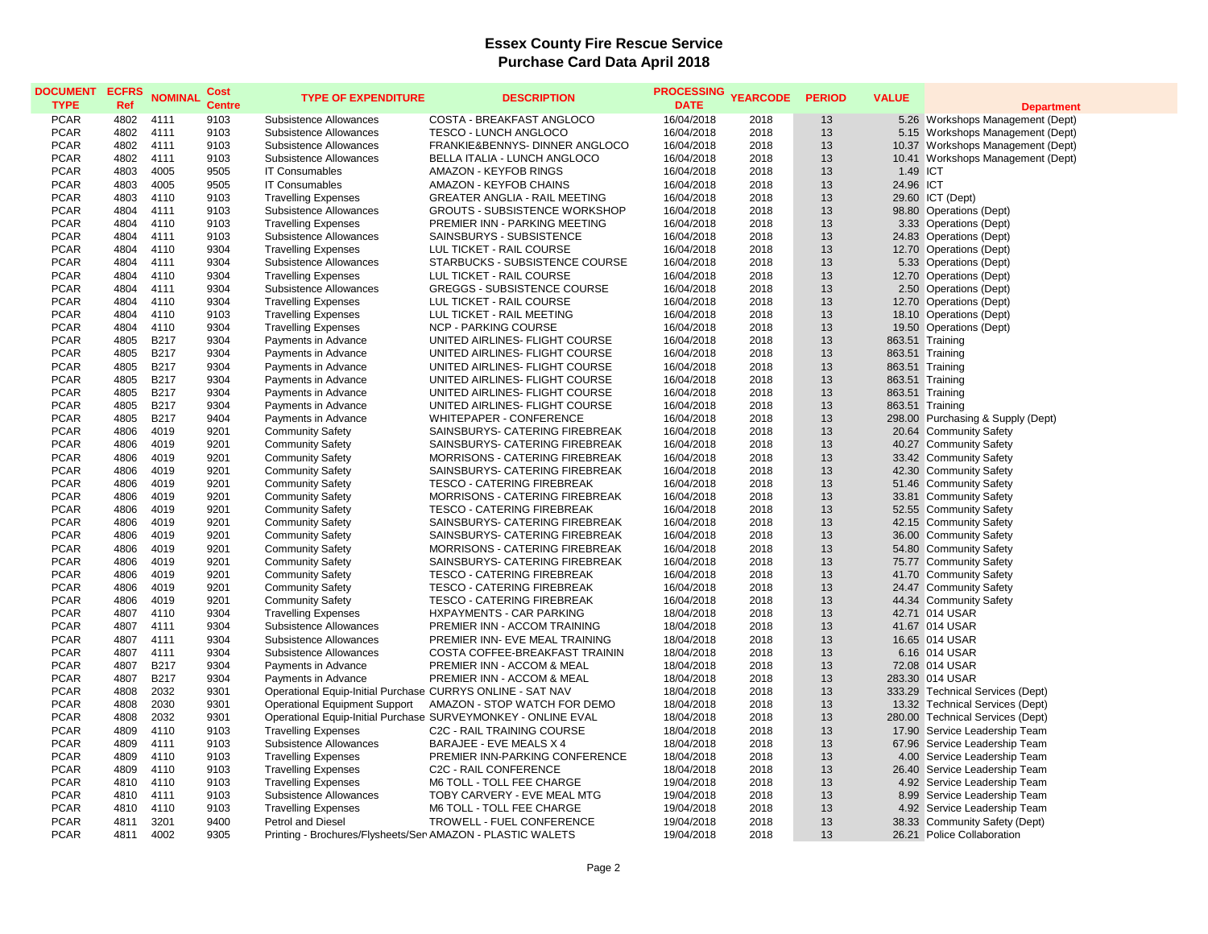# Essex County Fire Rescue Service
## Purchase Card Data April 2018

| DOCUMENT TYPE | ECFRS Ref | NOMINAL | Cost Centre | TYPE OF EXPENDITURE | DESCRIPTION | PROCESSING DATE | YEARCODE | PERIOD | VALUE | Department |
|---|---|---|---|---|---|---|---|---|---|---|
| PCAR | 4802 | 4111 | 9103 | Subsistence Allowances | COSTA - BREAKFAST ANGLOCO | 16/04/2018 | 2018 | 13 | 5.26 | Workshops Management (Dept) |
| PCAR | 4802 | 4111 | 9103 | Subsistence Allowances | TESCO - LUNCH ANGLOCO | 16/04/2018 | 2018 | 13 | 5.15 | Workshops Management (Dept) |
| PCAR | 4802 | 4111 | 9103 | Subsistence Allowances | FRANKIE&BENNYS- DINNER ANGLOCO | 16/04/2018 | 2018 | 13 | 10.37 | Workshops Management (Dept) |
| PCAR | 4802 | 4111 | 9103 | Subsistence Allowances | BELLA ITALIA - LUNCH ANGLOCO | 16/04/2018 | 2018 | 13 | 10.41 | Workshops Management (Dept) |
| PCAR | 4803 | 4005 | 9505 | IT Consumables | AMAZON - KEYFOB RINGS | 16/04/2018 | 2018 | 13 | 1.49 | ICT |
| PCAR | 4803 | 4005 | 9505 | IT Consumables | AMAZON - KEYFOB CHAINS | 16/04/2018 | 2018 | 13 | 24.96 | ICT |
| PCAR | 4803 | 4110 | 9103 | Travelling Expenses | GREATER ANGLIA - RAIL MEETING | 16/04/2018 | 2018 | 13 | 29.60 | ICT (Dept) |
| PCAR | 4804 | 4111 | 9103 | Subsistence Allowances | GROUTS - SUBSISTENCE WORKSHOP | 16/04/2018 | 2018 | 13 | 98.80 | Operations (Dept) |
| PCAR | 4804 | 4110 | 9103 | Travelling Expenses | PREMIER INN - PARKING MEETING | 16/04/2018 | 2018 | 13 | 3.33 | Operations (Dept) |
| PCAR | 4804 | 4111 | 9103 | Subsistence Allowances | SAINSBURYS - SUBSISTENCE | 16/04/2018 | 2018 | 13 | 24.83 | Operations (Dept) |
| PCAR | 4804 | 4110 | 9304 | Travelling Expenses | LUL TICKET - RAIL COURSE | 16/04/2018 | 2018 | 13 | 12.70 | Operations (Dept) |
| PCAR | 4804 | 4111 | 9304 | Subsistence Allowances | STARBUCKS - SUBSISTENCE COURSE | 16/04/2018 | 2018 | 13 | 5.33 | Operations (Dept) |
| PCAR | 4804 | 4110 | 9304 | Travelling Expenses | LUL TICKET - RAIL COURSE | 16/04/2018 | 2018 | 13 | 12.70 | Operations (Dept) |
| PCAR | 4804 | 4111 | 9304 | Subsistence Allowances | GREGGS - SUBSISTENCE COURSE | 16/04/2018 | 2018 | 13 | 2.50 | Operations (Dept) |
| PCAR | 4804 | 4110 | 9304 | Travelling Expenses | LUL TICKET - RAIL COURSE | 16/04/2018 | 2018 | 13 | 12.70 | Operations (Dept) |
| PCAR | 4804 | 4110 | 9103 | Travelling Expenses | LUL TICKET - RAIL MEETING | 16/04/2018 | 2018 | 13 | 18.10 | Operations (Dept) |
| PCAR | 4804 | 4110 | 9304 | Travelling Expenses | NCP - PARKING COURSE | 16/04/2018 | 2018 | 13 | 19.50 | Operations (Dept) |
| PCAR | 4805 | B217 | 9304 | Payments in Advance | UNITED AIRLINES- FLIGHT COURSE | 16/04/2018 | 2018 | 13 | 863.51 | Training |
| PCAR | 4805 | B217 | 9304 | Payments in Advance | UNITED AIRLINES- FLIGHT COURSE | 16/04/2018 | 2018 | 13 | 863.51 | Training |
| PCAR | 4805 | B217 | 9304 | Payments in Advance | UNITED AIRLINES- FLIGHT COURSE | 16/04/2018 | 2018 | 13 | 863.51 | Training |
| PCAR | 4805 | B217 | 9304 | Payments in Advance | UNITED AIRLINES- FLIGHT COURSE | 16/04/2018 | 2018 | 13 | 863.51 | Training |
| PCAR | 4805 | B217 | 9304 | Payments in Advance | UNITED AIRLINES- FLIGHT COURSE | 16/04/2018 | 2018 | 13 | 863.51 | Training |
| PCAR | 4805 | B217 | 9304 | Payments in Advance | UNITED AIRLINES- FLIGHT COURSE | 16/04/2018 | 2018 | 13 | 863.51 | Training |
| PCAR | 4805 | B217 | 9404 | Payments in Advance | WHITEPAPER - CONFERENCE | 16/04/2018 | 2018 | 13 | 298.00 | Purchasing & Supply (Dept) |
| PCAR | 4806 | 4019 | 9201 | Community Safety | SAINSBURYS- CATERING FIREBREAK | 16/04/2018 | 2018 | 13 | 20.64 | Community Safety |
| PCAR | 4806 | 4019 | 9201 | Community Safety | SAINSBURYS- CATERING FIREBREAK | 16/04/2018 | 2018 | 13 | 40.27 | Community Safety |
| PCAR | 4806 | 4019 | 9201 | Community Safety | MORRISONS - CATERING FIREBREAK | 16/04/2018 | 2018 | 13 | 33.42 | Community Safety |
| PCAR | 4806 | 4019 | 9201 | Community Safety | SAINSBURYS- CATERING FIREBREAK | 16/04/2018 | 2018 | 13 | 42.30 | Community Safety |
| PCAR | 4806 | 4019 | 9201 | Community Safety | TESCO - CATERING FIREBREAK | 16/04/2018 | 2018 | 13 | 51.46 | Community Safety |
| PCAR | 4806 | 4019 | 9201 | Community Safety | MORRISONS - CATERING FIREBREAK | 16/04/2018 | 2018 | 13 | 33.81 | Community Safety |
| PCAR | 4806 | 4019 | 9201 | Community Safety | TESCO - CATERING FIREBREAK | 16/04/2018 | 2018 | 13 | 52.55 | Community Safety |
| PCAR | 4806 | 4019 | 9201 | Community Safety | SAINSBURYS- CATERING FIREBREAK | 16/04/2018 | 2018 | 13 | 42.15 | Community Safety |
| PCAR | 4806 | 4019 | 9201 | Community Safety | SAINSBURYS- CATERING FIREBREAK | 16/04/2018 | 2018 | 13 | 36.00 | Community Safety |
| PCAR | 4806 | 4019 | 9201 | Community Safety | MORRISONS - CATERING FIREBREAK | 16/04/2018 | 2018 | 13 | 54.80 | Community Safety |
| PCAR | 4806 | 4019 | 9201 | Community Safety | SAINSBURYS- CATERING FIREBREAK | 16/04/2018 | 2018 | 13 | 75.77 | Community Safety |
| PCAR | 4806 | 4019 | 9201 | Community Safety | TESCO - CATERING FIREBREAK | 16/04/2018 | 2018 | 13 | 41.70 | Community Safety |
| PCAR | 4806 | 4019 | 9201 | Community Safety | TESCO - CATERING FIREBREAK | 16/04/2018 | 2018 | 13 | 24.47 | Community Safety |
| PCAR | 4806 | 4019 | 9201 | Community Safety | TESCO - CATERING FIREBREAK | 16/04/2018 | 2018 | 13 | 44.34 | Community Safety |
| PCAR | 4807 | 4110 | 9304 | Travelling Expenses | HXPAYMENTS - CAR PARKING | 18/04/2018 | 2018 | 13 | 42.71 | 014 USAR |
| PCAR | 4807 | 4111 | 9304 | Subsistence Allowances | PREMIER INN - ACCOM TRAINING | 18/04/2018 | 2018 | 13 | 41.67 | 014 USAR |
| PCAR | 4807 | 4111 | 9304 | Subsistence Allowances | PREMIER INN- EVE MEAL TRAINING | 18/04/2018 | 2018 | 13 | 16.65 | 014 USAR |
| PCAR | 4807 | 4111 | 9304 | Subsistence Allowances | COSTA COFFEE-BREAKFAST TRAININ | 18/04/2018 | 2018 | 13 | 6.16 | 014 USAR |
| PCAR | 4807 | B217 | 9304 | Payments in Advance | PREMIER INN - ACCOM & MEAL | 18/04/2018 | 2018 | 13 | 72.08 | 014 USAR |
| PCAR | 4807 | B217 | 9304 | Payments in Advance | PREMIER INN - ACCOM & MEAL | 18/04/2018 | 2018 | 13 | 283.30 | 014 USAR |
| PCAR | 4808 | 2032 | 9301 | Operational Equip-Initial Purchase | CURRYS ONLINE - SAT NAV | 18/04/2018 | 2018 | 13 | 333.29 | Technical Services (Dept) |
| PCAR | 4808 | 2030 | 9301 | Operational Equipment Support | AMAZON - STOP WATCH FOR DEMO | 18/04/2018 | 2018 | 13 | 13.32 | Technical Services (Dept) |
| PCAR | 4808 | 2032 | 9301 | Operational Equip-Initial Purchase | SURVEYMONKEY - ONLINE EVAL | 18/04/2018 | 2018 | 13 | 280.00 | Technical Services (Dept) |
| PCAR | 4809 | 4110 | 9103 | Travelling Expenses | C2C - RAIL TRAINING COURSE | 18/04/2018 | 2018 | 13 | 17.90 | Service Leadership Team |
| PCAR | 4809 | 4111 | 9103 | Subsistence Allowances | BARAJEE - EVE MEALS X 4 | 18/04/2018 | 2018 | 13 | 67.96 | Service Leadership Team |
| PCAR | 4809 | 4110 | 9103 | Travelling Expenses | PREMIER INN-PARKING CONFERENCE | 18/04/2018 | 2018 | 13 | 4.00 | Service Leadership Team |
| PCAR | 4809 | 4110 | 9103 | Travelling Expenses | C2C - RAIL CONFERENCE | 18/04/2018 | 2018 | 13 | 26.40 | Service Leadership Team |
| PCAR | 4810 | 4110 | 9103 | Travelling Expenses | M6 TOLL - TOLL FEE CHARGE | 19/04/2018 | 2018 | 13 | 4.92 | Service Leadership Team |
| PCAR | 4810 | 4111 | 9103 | Subsistence Allowances | TOBY CARVERY - EVE MEAL MTG | 19/04/2018 | 2018 | 13 | 8.99 | Service Leadership Team |
| PCAR | 4810 | 4110 | 9103 | Travelling Expenses | M6 TOLL - TOLL FEE CHARGE | 19/04/2018 | 2018 | 13 | 4.92 | Service Leadership Team |
| PCAR | 4811 | 3201 | 9400 | Petrol and Diesel | TROWELL - FUEL CONFERENCE | 19/04/2018 | 2018 | 13 | 38.33 | Community Safety (Dept) |
| PCAR | 4811 | 4002 | 9305 | Printing - Brochures/Flysheets/Ser | AMAZON - PLASTIC WALETS | 19/04/2018 | 2018 | 13 | 26.21 | Police Collaboration |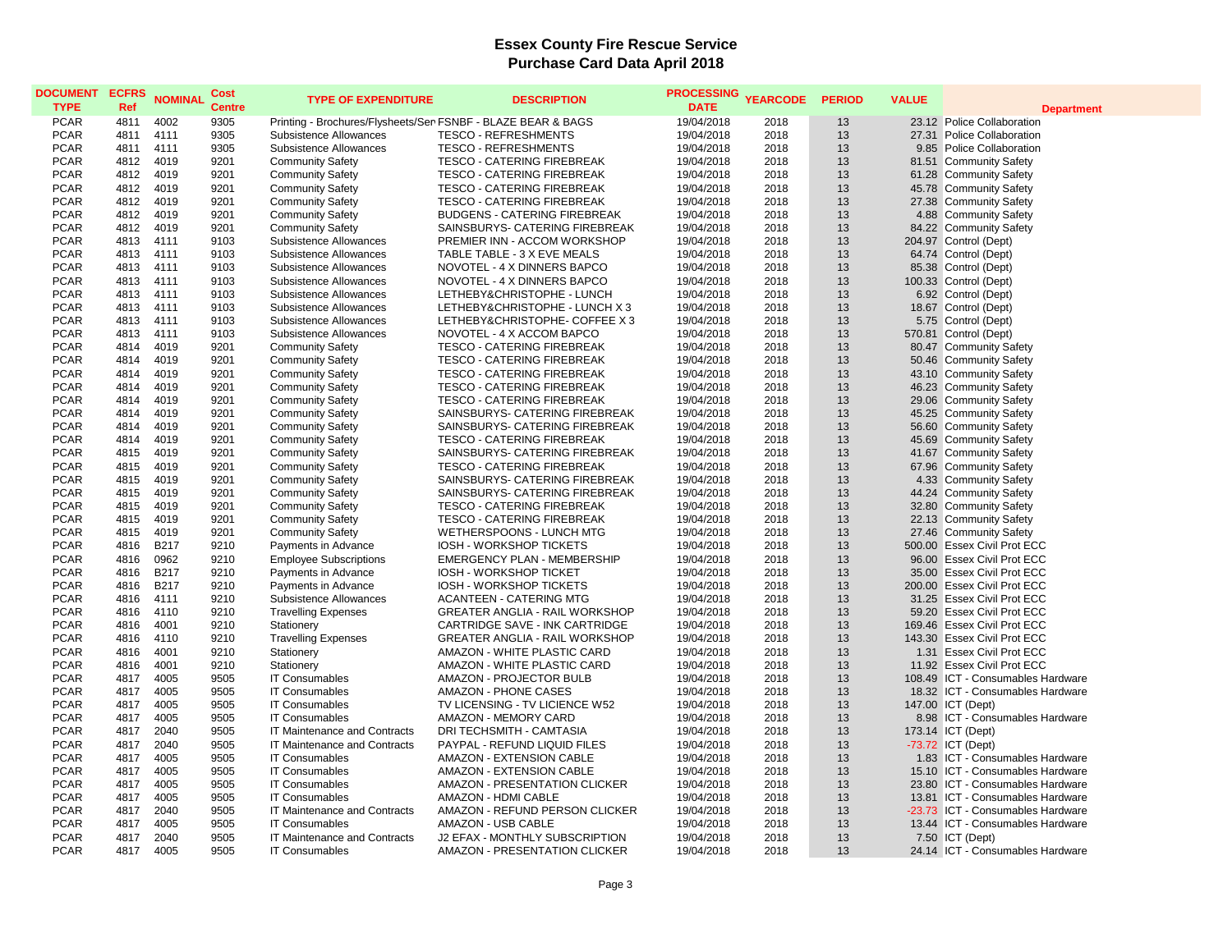# Essex County Fire Rescue Service
## Purchase Card Data April 2018

| DOCUMENT TYPE | ECFRS Ref | NOMINAL | Cost Centre | TYPE OF EXPENDITURE | DESCRIPTION | PROCESSING DATE | YEARCODE | PERIOD | VALUE | Department |
|---|---|---|---|---|---|---|---|---|---|---|
| PCAR | 4811 | 4002 | 9305 | Printing - Brochures/Flysheets/Ser | FSNBF - BLAZE BEAR & BAGS | 19/04/2018 | 2018 | 13 | 23.12 | Police Collaboration |
| PCAR | 4811 | 4111 | 9305 | Subsistence Allowances | TESCO - REFRESHMENTS | 19/04/2018 | 2018 | 13 | 27.31 | Police Collaboration |
| PCAR | 4811 | 4111 | 9305 | Subsistence Allowances | TESCO - REFRESHMENTS | 19/04/2018 | 2018 | 13 | 9.85 | Police Collaboration |
| PCAR | 4812 | 4019 | 9201 | Community Safety | TESCO - CATERING FIREBREAK | 19/04/2018 | 2018 | 13 | 81.51 | Community Safety |
| PCAR | 4812 | 4019 | 9201 | Community Safety | TESCO - CATERING FIREBREAK | 19/04/2018 | 2018 | 13 | 61.28 | Community Safety |
| PCAR | 4812 | 4019 | 9201 | Community Safety | TESCO - CATERING FIREBREAK | 19/04/2018 | 2018 | 13 | 45.78 | Community Safety |
| PCAR | 4812 | 4019 | 9201 | Community Safety | TESCO - CATERING FIREBREAK | 19/04/2018 | 2018 | 13 | 27.38 | Community Safety |
| PCAR | 4812 | 4019 | 9201 | Community Safety | BUDGENS - CATERING FIREBREAK | 19/04/2018 | 2018 | 13 | 4.88 | Community Safety |
| PCAR | 4812 | 4019 | 9201 | Community Safety | SAINSBURYS- CATERING FIREBREAK | 19/04/2018 | 2018 | 13 | 84.22 | Community Safety |
| PCAR | 4813 | 4111 | 9103 | Subsistence Allowances | PREMIER INN - ACCOM WORKSHOP | 19/04/2018 | 2018 | 13 | 204.97 | Control (Dept) |
| PCAR | 4813 | 4111 | 9103 | Subsistence Allowances | TABLE TABLE - 3 X EVE MEALS | 19/04/2018 | 2018 | 13 | 64.74 | Control (Dept) |
| PCAR | 4813 | 4111 | 9103 | Subsistence Allowances | NOVOTEL - 4 X DINNERS BAPCO | 19/04/2018 | 2018 | 13 | 85.38 | Control (Dept) |
| PCAR | 4813 | 4111 | 9103 | Subsistence Allowances | NOVOTEL - 4 X DINNERS BAPCO | 19/04/2018 | 2018 | 13 | 100.33 | Control (Dept) |
| PCAR | 4813 | 4111 | 9103 | Subsistence Allowances | LETHEBY&CHRISTOPHE - LUNCH | 19/04/2018 | 2018 | 13 | 6.92 | Control (Dept) |
| PCAR | 4813 | 4111 | 9103 | Subsistence Allowances | LETHEBY&CHRISTOPHE - LUNCH X 3 | 19/04/2018 | 2018 | 13 | 18.67 | Control (Dept) |
| PCAR | 4813 | 4111 | 9103 | Subsistence Allowances | LETHEBY&CHRISTOPHE- COFFEE X 3 | 19/04/2018 | 2018 | 13 | 5.75 | Control (Dept) |
| PCAR | 4813 | 4111 | 9103 | Subsistence Allowances | NOVOTEL - 4 X ACCOM BAPCO | 19/04/2018 | 2018 | 13 | 570.81 | Control (Dept) |
| PCAR | 4814 | 4019 | 9201 | Community Safety | TESCO - CATERING FIREBREAK | 19/04/2018 | 2018 | 13 | 80.47 | Community Safety |
| PCAR | 4814 | 4019 | 9201 | Community Safety | TESCO - CATERING FIREBREAK | 19/04/2018 | 2018 | 13 | 50.46 | Community Safety |
| PCAR | 4814 | 4019 | 9201 | Community Safety | TESCO - CATERING FIREBREAK | 19/04/2018 | 2018 | 13 | 43.10 | Community Safety |
| PCAR | 4814 | 4019 | 9201 | Community Safety | TESCO - CATERING FIREBREAK | 19/04/2018 | 2018 | 13 | 46.23 | Community Safety |
| PCAR | 4814 | 4019 | 9201 | Community Safety | TESCO - CATERING FIREBREAK | 19/04/2018 | 2018 | 13 | 29.06 | Community Safety |
| PCAR | 4814 | 4019 | 9201 | Community Safety | SAINSBURYS- CATERING FIREBREAK | 19/04/2018 | 2018 | 13 | 45.25 | Community Safety |
| PCAR | 4814 | 4019 | 9201 | Community Safety | SAINSBURYS- CATERING FIREBREAK | 19/04/2018 | 2018 | 13 | 56.60 | Community Safety |
| PCAR | 4814 | 4019 | 9201 | Community Safety | TESCO - CATERING FIREBREAK | 19/04/2018 | 2018 | 13 | 45.69 | Community Safety |
| PCAR | 4815 | 4019 | 9201 | Community Safety | SAINSBURYS- CATERING FIREBREAK | 19/04/2018 | 2018 | 13 | 41.67 | Community Safety |
| PCAR | 4815 | 4019 | 9201 | Community Safety | TESCO - CATERING FIREBREAK | 19/04/2018 | 2018 | 13 | 67.96 | Community Safety |
| PCAR | 4815 | 4019 | 9201 | Community Safety | SAINSBURYS- CATERING FIREBREAK | 19/04/2018 | 2018 | 13 | 4.33 | Community Safety |
| PCAR | 4815 | 4019 | 9201 | Community Safety | SAINSBURYS- CATERING FIREBREAK | 19/04/2018 | 2018 | 13 | 44.24 | Community Safety |
| PCAR | 4815 | 4019 | 9201 | Community Safety | TESCO - CATERING FIREBREAK | 19/04/2018 | 2018 | 13 | 32.80 | Community Safety |
| PCAR | 4815 | 4019 | 9201 | Community Safety | TESCO - CATERING FIREBREAK | 19/04/2018 | 2018 | 13 | 22.13 | Community Safety |
| PCAR | 4815 | 4019 | 9201 | Community Safety | WETHERSPOONS - LUNCH MTG | 19/04/2018 | 2018 | 13 | 27.46 | Community Safety |
| PCAR | 4816 | B217 | 9210 | Payments in Advance | IOSH - WORKSHOP TICKETS | 19/04/2018 | 2018 | 13 | 500.00 | Essex Civil Prot ECC |
| PCAR | 4816 | 0962 | 9210 | Employee Subscriptions | EMERGENCY PLAN - MEMBERSHIP | 19/04/2018 | 2018 | 13 | 96.00 | Essex Civil Prot ECC |
| PCAR | 4816 | B217 | 9210 | Payments in Advance | IOSH - WORKSHOP TICKET | 19/04/2018 | 2018 | 13 | 35.00 | Essex Civil Prot ECC |
| PCAR | 4816 | B217 | 9210 | Payments in Advance | IOSH - WORKSHOP TICKETS | 19/04/2018 | 2018 | 13 | 200.00 | Essex Civil Prot ECC |
| PCAR | 4816 | 4111 | 9210 | Subsistence Allowances | ACANTEEN - CATERING MTG | 19/04/2018 | 2018 | 13 | 31.25 | Essex Civil Prot ECC |
| PCAR | 4816 | 4110 | 9210 | Travelling Expenses | GREATER ANGLIA - RAIL WORKSHOP | 19/04/2018 | 2018 | 13 | 59.20 | Essex Civil Prot ECC |
| PCAR | 4816 | 4001 | 9210 | Stationery | CARTRIDGE SAVE - INK CARTRIDGE | 19/04/2018 | 2018 | 13 | 169.46 | Essex Civil Prot ECC |
| PCAR | 4816 | 4110 | 9210 | Travelling Expenses | GREATER ANGLIA - RAIL WORKSHOP | 19/04/2018 | 2018 | 13 | 143.30 | Essex Civil Prot ECC |
| PCAR | 4816 | 4001 | 9210 | Stationery | AMAZON - WHITE PLASTIC CARD | 19/04/2018 | 2018 | 13 | 1.31 | Essex Civil Prot ECC |
| PCAR | 4816 | 4001 | 9210 | Stationery | AMAZON - WHITE PLASTIC CARD | 19/04/2018 | 2018 | 13 | 11.92 | Essex Civil Prot ECC |
| PCAR | 4817 | 4005 | 9505 | IT Consumables | AMAZON - PROJECTOR BULB | 19/04/2018 | 2018 | 13 | 108.49 | ICT - Consumables Hardware |
| PCAR | 4817 | 4005 | 9505 | IT Consumables | AMAZON - PHONE CASES | 19/04/2018 | 2018 | 13 | 18.32 | ICT - Consumables Hardware |
| PCAR | 4817 | 4005 | 9505 | IT Consumables | TV LICENSING - TV LICIENCE W52 | 19/04/2018 | 2018 | 13 | 147.00 | ICT (Dept) |
| PCAR | 4817 | 4005 | 9505 | IT Consumables | AMAZON - MEMORY CARD | 19/04/2018 | 2018 | 13 | 8.98 | ICT - Consumables Hardware |
| PCAR | 4817 | 2040 | 9505 | IT Maintenance and Contracts | DRI TECHSMITH - CAMTASIA | 19/04/2018 | 2018 | 13 | 173.14 | ICT (Dept) |
| PCAR | 4817 | 2040 | 9505 | IT Maintenance and Contracts | PAYPAL - REFUND LIQUID FILES | 19/04/2018 | 2018 | 13 | -73.72 | ICT (Dept) |
| PCAR | 4817 | 4005 | 9505 | IT Consumables | AMAZON - EXTENSION CABLE | 19/04/2018 | 2018 | 13 | 1.83 | ICT - Consumables Hardware |
| PCAR | 4817 | 4005 | 9505 | IT Consumables | AMAZON - EXTENSION CABLE | 19/04/2018 | 2018 | 13 | 15.10 | ICT - Consumables Hardware |
| PCAR | 4817 | 4005 | 9505 | IT Consumables | AMAZON - PRESENTATION CLICKER | 19/04/2018 | 2018 | 13 | 23.80 | ICT - Consumables Hardware |
| PCAR | 4817 | 4005 | 9505 | IT Consumables | AMAZON - HDMI CABLE | 19/04/2018 | 2018 | 13 | 13.81 | ICT - Consumables Hardware |
| PCAR | 4817 | 2040 | 9505 | IT Maintenance and Contracts | AMAZON - REFUND PERSON CLICKER | 19/04/2018 | 2018 | 13 | -23.73 | ICT - Consumables Hardware |
| PCAR | 4817 | 4005 | 9505 | IT Consumables | AMAZON - USB CABLE | 19/04/2018 | 2018 | 13 | 13.44 | ICT - Consumables Hardware |
| PCAR | 4817 | 2040 | 9505 | IT Maintenance and Contracts | J2 EFAX - MONTHLY SUBSCRIPTION | 19/04/2018 | 2018 | 13 | 7.50 | ICT (Dept) |
| PCAR | 4817 | 4005 | 9505 | IT Consumables | AMAZON - PRESENTATION CLICKER | 19/04/2018 | 2018 | 13 | 24.14 | ICT - Consumables Hardware |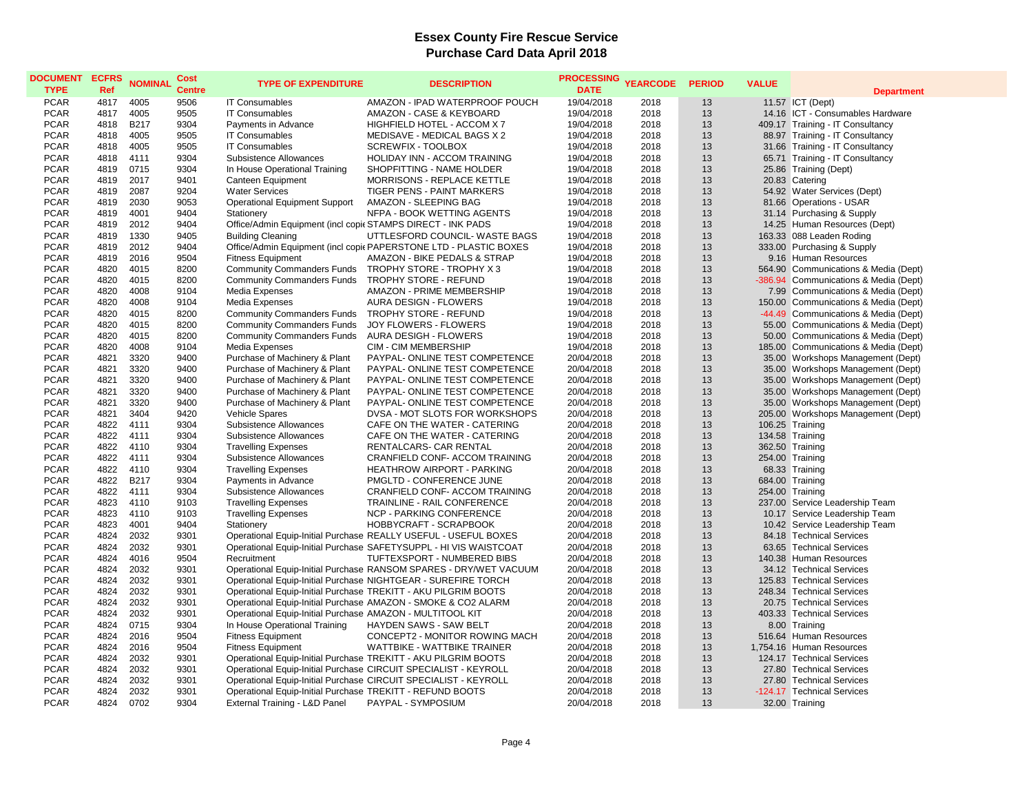# Essex County Fire Rescue Service
## Purchase Card Data April 2018

| DOCUMENT TYPE | ECFRS Ref | NOMINAL | Cost Centre | TYPE OF EXPENDITURE | DESCRIPTION | PROCESSING DATE | YEARCODE | PERIOD | VALUE | Department |
|---|---|---|---|---|---|---|---|---|---|---|
| PCAR | 4817 | 4005 | 9506 | IT Consumables | AMAZON - IPAD WATERPROOF POUCH | 19/04/2018 | 2018 | 13 | 11.57 | ICT (Dept) |
| PCAR | 4817 | 4005 | 9505 | IT Consumables | AMAZON - CASE & KEYBOARD | 19/04/2018 | 2018 | 13 | 14.16 | ICT - Consumables Hardware |
| PCAR | 4818 | B217 | 9304 | Payments in Advance | HIGHFIELD HOTEL - ACCOM X 7 | 19/04/2018 | 2018 | 13 | 409.17 | Training - IT Consultancy |
| PCAR | 4818 | 4005 | 9505 | IT Consumables | MEDISAVE - MEDICAL BAGS X 2 | 19/04/2018 | 2018 | 13 | 88.97 | Training - IT Consultancy |
| PCAR | 4818 | 4005 | 9505 | IT Consumables | SCREWFIX - TOOLBOX | 19/04/2018 | 2018 | 13 | 31.66 | Training - IT Consultancy |
| PCAR | 4818 | 4111 | 9304 | Subsistence Allowances | HOLIDAY INN - ACCOM TRAINING | 19/04/2018 | 2018 | 13 | 65.71 | Training - IT Consultancy |
| PCAR | 4819 | 0715 | 9304 | In House Operational Training | SHOPFITTING - NAME HOLDER | 19/04/2018 | 2018 | 13 | 25.86 | Training (Dept) |
| PCAR | 4819 | 2017 | 9401 | Canteen Equipment | MORRISONS - REPLACE KETTLE | 19/04/2018 | 2018 | 13 | 20.83 | Catering |
| PCAR | 4819 | 2087 | 9204 | Water Services | TIGER PENS - PAINT MARKERS | 19/04/2018 | 2018 | 13 | 54.92 | Water Services (Dept) |
| PCAR | 4819 | 2030 | 9053 | Operational Equipment Support | AMAZON - SLEEPING BAG | 19/04/2018 | 2018 | 13 | 81.66 | Operations - USAR |
| PCAR | 4819 | 4001 | 9404 | Stationery | NFPA - BOOK WETTING AGENTS | 19/04/2018 | 2018 | 13 | 31.14 | Purchasing & Supply |
| PCAR | 4819 | 2012 | 9404 | Office/Admin Equipment (incl copie | STAMPS DIRECT - INK PADS | 19/04/2018 | 2018 | 13 | 14.25 | Human Resources (Dept) |
| PCAR | 4819 | 1330 | 9405 | Building Cleaning | UTTLESFORD COUNCIL- WASTE BAGS | 19/04/2018 | 2018 | 13 | 163.33 | 088 Leaden Roding |
| PCAR | 4819 | 2012 | 9404 | Office/Admin Equipment (incl copie | PAPERSTONE LTD - PLASTIC BOXES | 19/04/2018 | 2018 | 13 | 333.00 | Purchasing & Supply |
| PCAR | 4819 | 2016 | 9504 | Fitness Equipment | AMAZON - BIKE PEDALS & STRAP | 19/04/2018 | 2018 | 13 | 9.16 | Human Resources |
| PCAR | 4820 | 4015 | 8200 | Community Commanders Funds | TROPHY STORE - TROPHY X 3 | 19/04/2018 | 2018 | 13 | 564.90 | Communications & Media (Dept) |
| PCAR | 4820 | 4015 | 8200 | Community Commanders Funds | TROPHY STORE - REFUND | 19/04/2018 | 2018 | 13 | -386.94 | Communications & Media (Dept) |
| PCAR | 4820 | 4008 | 9104 | Media Expenses | AMAZON - PRIME MEMBERSHIP | 19/04/2018 | 2018 | 13 | 7.99 | Communications & Media (Dept) |
| PCAR | 4820 | 4008 | 9104 | Media Expenses | AURA DESIGN - FLOWERS | 19/04/2018 | 2018 | 13 | 150.00 | Communications & Media (Dept) |
| PCAR | 4820 | 4015 | 8200 | Community Commanders Funds | TROPHY STORE - REFUND | 19/04/2018 | 2018 | 13 | -44.49 | Communications & Media (Dept) |
| PCAR | 4820 | 4015 | 8200 | Community Commanders Funds | JOY FLOWERS - FLOWERS | 19/04/2018 | 2018 | 13 | 55.00 | Communications & Media (Dept) |
| PCAR | 4820 | 4015 | 8200 | Community Commanders Funds | AURA DESIGH - FLOWERS | 19/04/2018 | 2018 | 13 | 50.00 | Communications & Media (Dept) |
| PCAR | 4820 | 4008 | 9104 | Media Expenses | CIM - CIM MEMBERSHIP | 19/04/2018 | 2018 | 13 | 185.00 | Communications & Media (Dept) |
| PCAR | 4821 | 3320 | 9400 | Purchase of Machinery & Plant | PAYPAL- ONLINE TEST COMPETENCE | 20/04/2018 | 2018 | 13 | 35.00 | Workshops Management (Dept) |
| PCAR | 4821 | 3320 | 9400 | Purchase of Machinery & Plant | PAYPAL- ONLINE TEST COMPETENCE | 20/04/2018 | 2018 | 13 | 35.00 | Workshops Management (Dept) |
| PCAR | 4821 | 3320 | 9400 | Purchase of Machinery & Plant | PAYPAL- ONLINE TEST COMPETENCE | 20/04/2018 | 2018 | 13 | 35.00 | Workshops Management (Dept) |
| PCAR | 4821 | 3320 | 9400 | Purchase of Machinery & Plant | PAYPAL- ONLINE TEST COMPETENCE | 20/04/2018 | 2018 | 13 | 35.00 | Workshops Management (Dept) |
| PCAR | 4821 | 3320 | 9400 | Purchase of Machinery & Plant | PAYPAL- ONLINE TEST COMPETENCE | 20/04/2018 | 2018 | 13 | 35.00 | Workshops Management (Dept) |
| PCAR | 4821 | 3404 | 9420 | Vehicle Spares | DVSA - MOT SLOTS FOR WORKSHOPS | 20/04/2018 | 2018 | 13 | 205.00 | Workshops Management (Dept) |
| PCAR | 4822 | 4111 | 9304 | Subsistence Allowances | CAFE ON THE WATER - CATERING | 20/04/2018 | 2018 | 13 | 106.25 | Training |
| PCAR | 4822 | 4111 | 9304 | Subsistence Allowances | CAFE ON THE WATER - CATERING | 20/04/2018 | 2018 | 13 | 134.58 | Training |
| PCAR | 4822 | 4110 | 9304 | Travelling Expenses | RENTALCARS- CAR RENTAL | 20/04/2018 | 2018 | 13 | 362.50 | Training |
| PCAR | 4822 | 4111 | 9304 | Subsistence Allowances | CRANFIELD CONF- ACCOM TRAINING | 20/04/2018 | 2018 | 13 | 254.00 | Training |
| PCAR | 4822 | 4110 | 9304 | Travelling Expenses | HEATHROW AIRPORT - PARKING | 20/04/2018 | 2018 | 13 | 68.33 | Training |
| PCAR | 4822 | B217 | 9304 | Payments in Advance | PMGLTD - CONFERENCE JUNE | 20/04/2018 | 2018 | 13 | 684.00 | Training |
| PCAR | 4822 | 4111 | 9304 | Subsistence Allowances | CRANFIELD CONF- ACCOM TRAINING | 20/04/2018 | 2018 | 13 | 254.00 | Training |
| PCAR | 4823 | 4110 | 9103 | Travelling Expenses | TRAINLINE - RAIL CONFERENCE | 20/04/2018 | 2018 | 13 | 237.00 | Service Leadership Team |
| PCAR | 4823 | 4110 | 9103 | Travelling Expenses | NCP - PARKING CONFERENCE | 20/04/2018 | 2018 | 13 | 10.17 | Service Leadership Team |
| PCAR | 4823 | 4001 | 9404 | Stationery | HOBBYCRAFT - SCRAPBOOK | 20/04/2018 | 2018 | 13 | 10.42 | Service Leadership Team |
| PCAR | 4824 | 2032 | 9301 | Operational Equip-Initial Purchase | REALLY USEFUL - USEFUL BOXES | 20/04/2018 | 2018 | 13 | 84.18 | Technical Services |
| PCAR | 4824 | 2032 | 9301 | Operational Equip-Initial Purchase | SAFETYSUPPL - HI VIS WAISTCOAT | 20/04/2018 | 2018 | 13 | 63.65 | Technical Services |
| PCAR | 4824 | 4016 | 9504 | Recruitment | TUFTEXSPORT - NUMBERED BIBS | 20/04/2018 | 2018 | 13 | 140.38 | Human Resources |
| PCAR | 4824 | 2032 | 9301 | Operational Equip-Initial Purchase | RANSOM SPARES - DRY/WET VACUUM | 20/04/2018 | 2018 | 13 | 34.12 | Technical Services |
| PCAR | 4824 | 2032 | 9301 | Operational Equip-Initial Purchase | NIGHTGEAR - SUREFIRE TORCH | 20/04/2018 | 2018 | 13 | 125.83 | Technical Services |
| PCAR | 4824 | 2032 | 9301 | Operational Equip-Initial Purchase | TREKITT - AKU PILGRIM BOOTS | 20/04/2018 | 2018 | 13 | 248.34 | Technical Services |
| PCAR | 4824 | 2032 | 9301 | Operational Equip-Initial Purchase | AMAZON - SMOKE & CO2 ALARM | 20/04/2018 | 2018 | 13 | 20.75 | Technical Services |
| PCAR | 4824 | 2032 | 9301 | Operational Equip-Initial Purchase | AMAZON - MULTITOOL KIT | 20/04/2018 | 2018 | 13 | 403.33 | Technical Services |
| PCAR | 4824 | 0715 | 9304 | In House Operational Training | HAYDEN SAWS - SAW BELT | 20/04/2018 | 2018 | 13 | 8.00 | Training |
| PCAR | 4824 | 2016 | 9504 | Fitness Equipment | CONCEPT2 - MONITOR ROWING MACH | 20/04/2018 | 2018 | 13 | 516.64 | Human Resources |
| PCAR | 4824 | 2016 | 9504 | Fitness Equipment | WATTBIKE - WATTBIKE TRAINER | 20/04/2018 | 2018 | 13 | 1,754.16 | Human Resources |
| PCAR | 4824 | 2032 | 9301 | Operational Equip-Initial Purchase | TREKITT - AKU PILGRIM BOOTS | 20/04/2018 | 2018 | 13 | 124.17 | Technical Services |
| PCAR | 4824 | 2032 | 9301 | Operational Equip-Initial Purchase | CIRCUIT SPECIALIST - KEYROLL | 20/04/2018 | 2018 | 13 | 27.80 | Technical Services |
| PCAR | 4824 | 2032 | 9301 | Operational Equip-Initial Purchase | CIRCUIT SPECIALIST - KEYROLL | 20/04/2018 | 2018 | 13 | 27.80 | Technical Services |
| PCAR | 4824 | 2032 | 9301 | Operational Equip-Initial Purchase | TREKITT - REFUND BOOTS | 20/04/2018 | 2018 | 13 | -124.17 | Technical Services |
| PCAR | 4824 | 0702 | 9304 | External Training - L&D Panel | PAYPAL - SYMPOSIUM | 20/04/2018 | 2018 | 13 | 32.00 | Training |